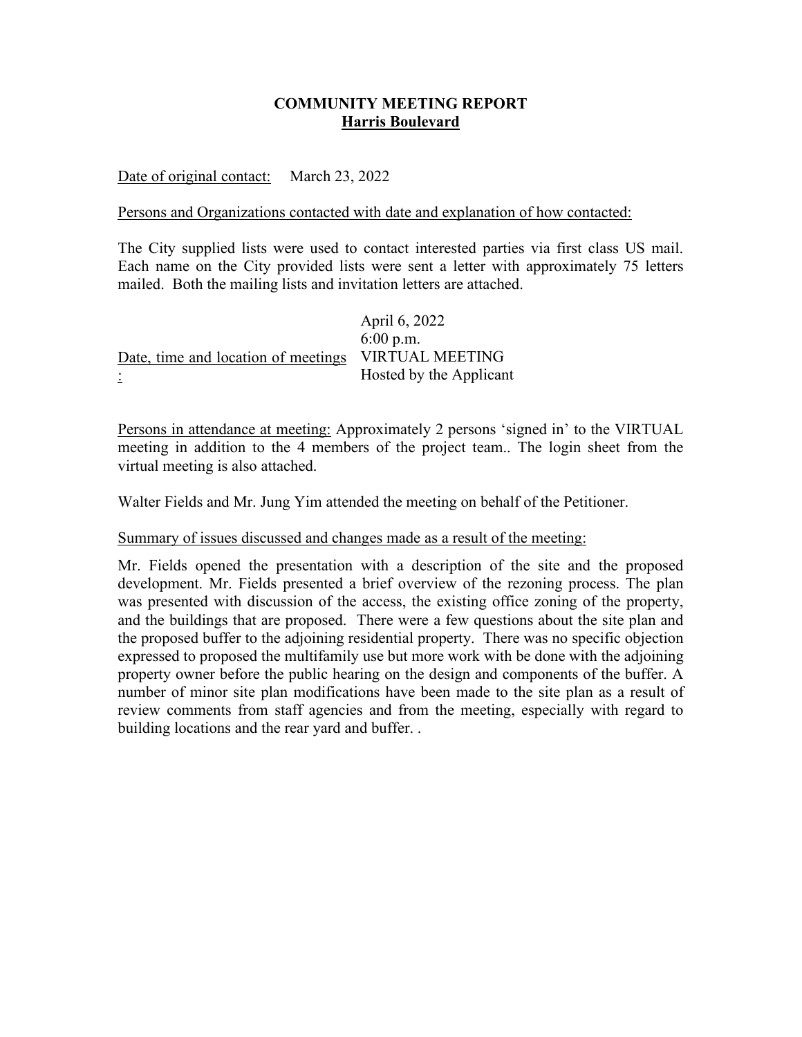# COMMUNITY MEETING REPORT
## Harris Boulevard

Date of original contact: March 23, 2022

Persons and Organizations contacted with date and explanation of how contacted:

The City supplied lists were used to contact interested parties via first class US mail. Each name on the City provided lists were sent a letter with approximately 75 letters mailed. Both the mailing lists and invitation letters are attached.

Date, time and location of meetings:

April 6, 2022
6:00 p.m.
VIRTUAL MEETING
Hosted by the Applicant

Persons in attendance at meeting: Approximately 2 persons 'signed in' to the VIRTUAL meeting in addition to the 4 members of the project team.. The login sheet from the virtual meeting is also attached.

Walter Fields and Mr. Jung Yim attended the meeting on behalf of the Petitioner.

Summary of issues discussed and changes made as a result of the meeting:

Mr. Fields opened the presentation with a description of the site and the proposed development. Mr. Fields presented a brief overview of the rezoning process. The plan was presented with discussion of the access, the existing office zoning of the property, and the buildings that are proposed. There were a few questions about the site plan and the proposed buffer to the adjoining residential property. There was no specific objection expressed to proposed the multifamily use but more work with be done with the adjoining property owner before the public hearing on the design and components of the buffer. A number of minor site plan modifications have been made to the site plan as a result of review comments from staff agencies and from the meeting, especially with regard to building locations and the rear yard and buffer. .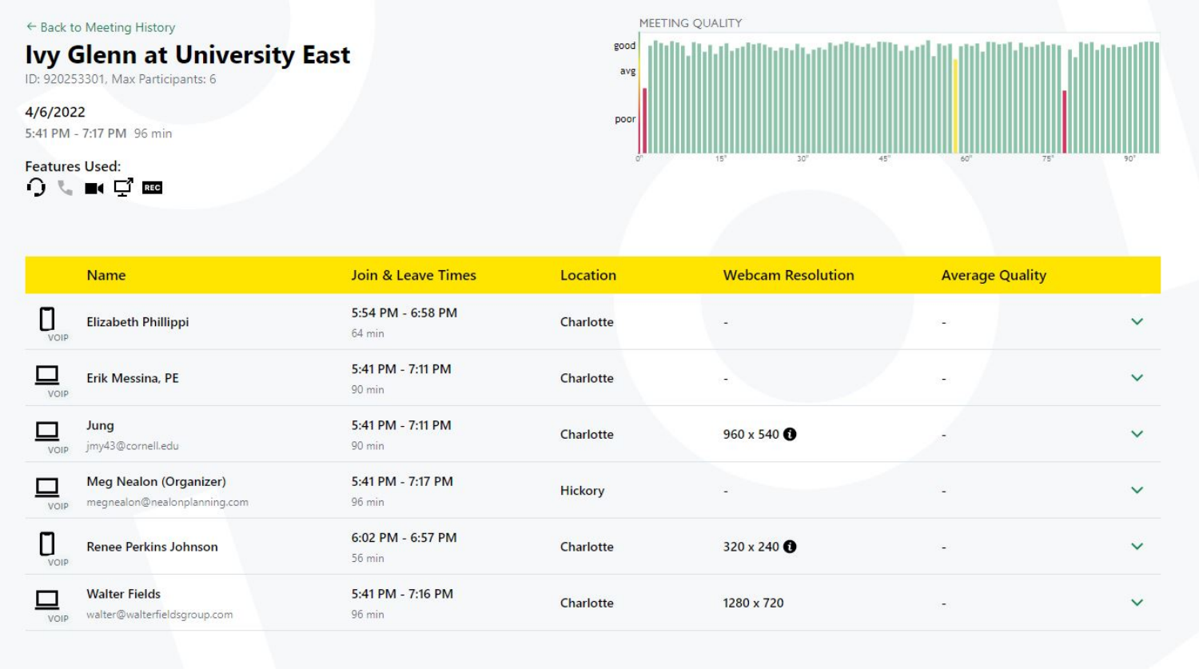← Back to Meeting History

# Ivy Glenn at University East

ID: 920253301, Max Participants: 6

4/6/2022

5:41 PM - 7:17 PM 96 min

Features Used:

MEETING QUALITY

good

avg

poor

0" 15" 30" 45" 60" 75" 90"

| | Name | Join & Leave Times | Location | Webcam Resolution | Average Quality |
|---|---|---|---|---|---|
| VOIP | Elizabeth Phillippi | 5:54 PM - 6:58 PM 64 min | Charlotte | - | - |
| VOIP | Erik Messina, PE | 5:41 PM - 7:11 PM 90 min | Charlotte | - | - |
| VOIP | Jung jmy43@cornell.edu | 5:41 PM - 7:11 PM 90 min | Charlotte | 960 x 540 | - |
| VOIP | Meg Nealon (Organizer) megnealon@nealonplanning.com | 5:41 PM - 7:17 PM 96 min | Hickory | - | - |
| VOIP | Renee Perkins Johnson | 6:02 PM - 6:57 PM 56 min | Charlotte | 320 x 240 | - |
| VOIP | Walter Fields walter@walterfieldsgroup.com | 5:41 PM - 7:16 PM 96 min | Charlotte | 1280 x 720 | - |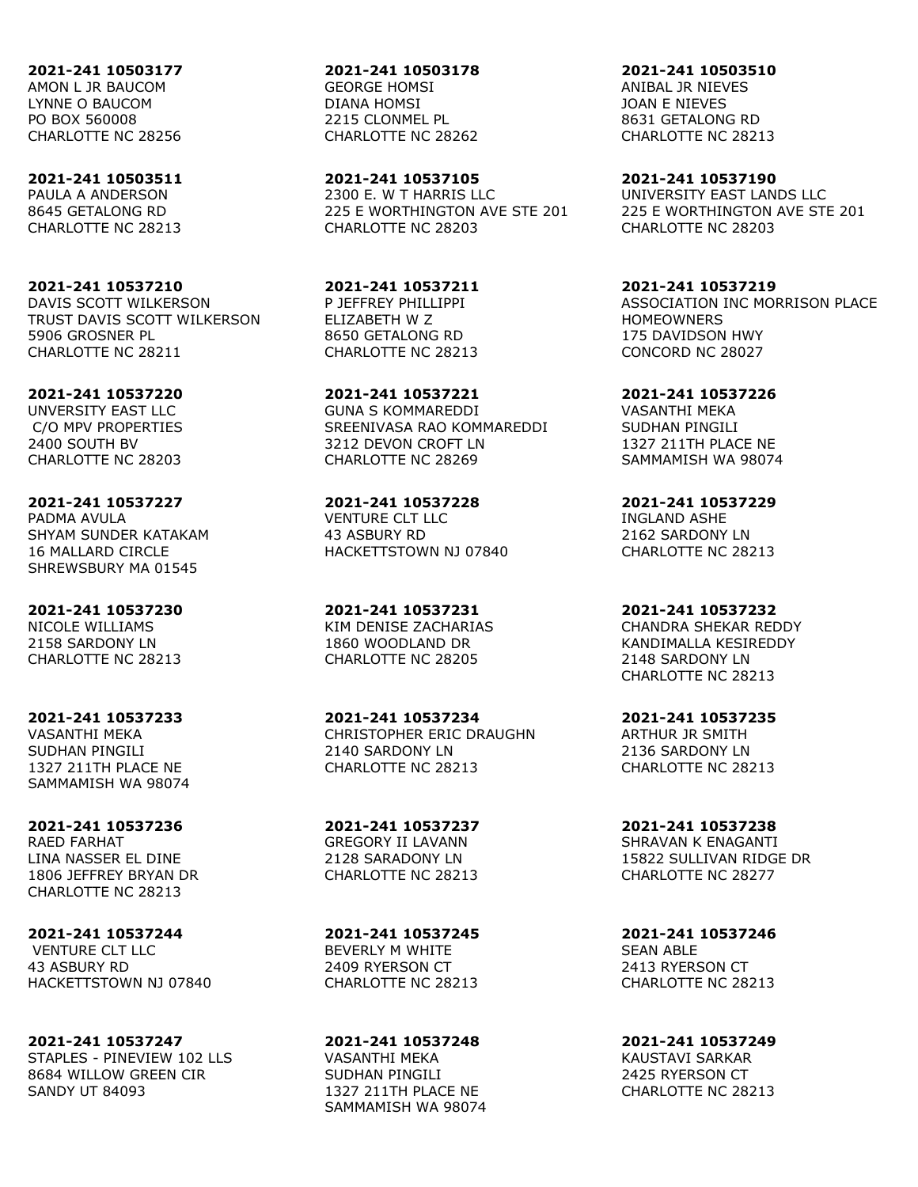**2021-241 10503177**
AMON L JR BAUCOM
LYNNE O BAUCOM
PO BOX 560008
CHARLOTTE NC 28256

**2021-241 10503178**
GEORGE HOMSI
DIANA HOMSI
2215 CLONMEL PL
CHARLOTTE NC 28262

**2021-241 10503510**
ANIBAL JR NIEVES
JOAN E NIEVES
8631 GETALONG RD
CHARLOTTE NC 28213

**2021-241 10503511**
PAULA A ANDERSON
8645 GETALONG RD
CHARLOTTE NC 28213

**2021-241 10537105**
2300 E. W T HARRIS LLC
225 E WORTHINGTON AVE STE 201
CHARLOTTE NC 28203

**2021-241 10537190**
UNIVERSITY EAST LANDS LLC
225 E WORTHINGTON AVE STE 201
CHARLOTTE NC 28203

**2021-241 10537210**
DAVIS SCOTT WILKERSON
TRUST DAVIS SCOTT WILKERSON
5906 GROSNER PL
CHARLOTTE NC 28211

**2021-241 10537211**
P JEFFREY PHILLIPPI
ELIZABETH W Z
8650 GETALONG RD
CHARLOTTE NC 28213

**2021-241 10537219**
ASSOCIATION INC MORRISON PLACE
HOMEOWNERS
175 DAVIDSON HWY
CONCORD NC 28027

**2021-241 10537220**
UNVERSITY EAST LLC
C/O MPV PROPERTIES
2400 SOUTH BV
CHARLOTTE NC 28203

**2021-241 10537221**
GUNA S KOMMAREDDI
SREENIVASA RAO KOMMAREDDI
3212 DEVON CROFT LN
CHARLOTTE NC 28269

**2021-241 10537226**
VASANTHI MEKA
SUDHAN PINGILI
1327 211TH PLACE NE
SAMMAMISH WA 98074

**2021-241 10537227**
PADMA AVULA
SHYAM SUNDER KATAKAM
16 MALLARD CIRCLE
SHREWSBURY MA 01545

**2021-241 10537228**
VENTURE CLT LLC
43 ASBURY RD
HACKETTSTOWN NJ 07840

**2021-241 10537229**
INGLAND ASHE
2162 SARDONY LN
CHARLOTTE NC 28213

**2021-241 10537230**
NICOLE WILLIAMS
2158 SARDONY LN
CHARLOTTE NC 28213

**2021-241 10537231**
KIM DENISE ZACHARIAS
1860 WOODLAND DR
CHARLOTTE NC 28205

**2021-241 10537232**
CHANDRA SHEKAR REDDY
KANDIMALLA KESIREDDY
2148 SARDONY LN
CHARLOTTE NC 28213

**2021-241 10537233**
VASANTHI MEKA
SUDHAN PINGILI
1327 211TH PLACE NE
SAMMAMISH WA 98074

**2021-241 10537234**
CHRISTOPHER ERIC DRAUGHN
2140 SARDONY LN
CHARLOTTE NC 28213

**2021-241 10537235**
ARTHUR JR SMITH
2136 SARDONY LN
CHARLOTTE NC 28213

**2021-241 10537236**
RAED FARHAT
LINA NASSER EL DINE
1806 JEFFREY BRYAN DR
CHARLOTTE NC 28213

**2021-241 10537237**
GREGORY II LAVANN
2128 SARADONY LN
CHARLOTTE NC 28213

**2021-241 10537238**
SHRAVAN K ENAGANTI
15822 SULLIVAN RIDGE DR
CHARLOTTE NC 28277

**2021-241 10537244**
VENTURE CLT LLC
43 ASBURY RD
HACKETTSTOWN NJ 07840

**2021-241 10537245**
BEVERLY M WHITE
2409 RYERSON CT
CHARLOTTE NC 28213

**2021-241 10537246**
SEAN ABLE
2413 RYERSON CT
CHARLOTTE NC 28213

**2021-241 10537247**
STAPLES - PINEVIEW 102 LLS
8684 WILLOW GREEN CIR
SANDY UT 84093

**2021-241 10537248**
VASANTHI MEKA
SUDHAN PINGILI
1327 211TH PLACE NE
SAMMAMISH WA 98074

**2021-241 10537249**
KAUSTAVI SARKAR
2425 RYERSON CT
CHARLOTTE NC 28213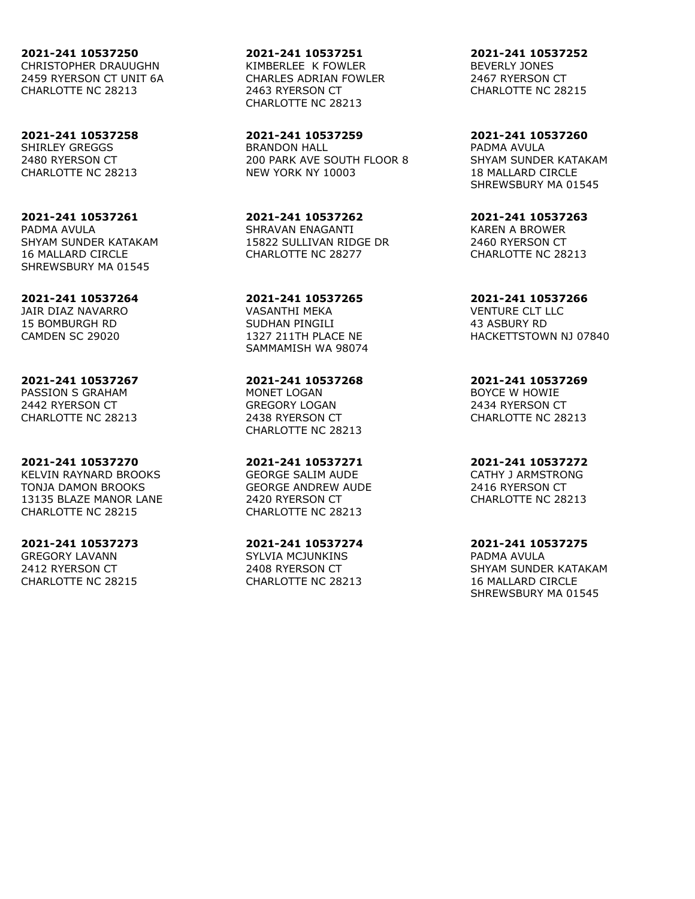**2021-241 10537250**
CHRISTOPHER DRAUUGHN
2459 RYERSON CT UNIT 6A
CHARLOTTE NC 28213

**2021-241 10537251**
KIMBERLEE K FOWLER
CHARLES ADRIAN FOWLER
2463 RYERSON CT
CHARLOTTE NC 28213

**2021-241 10537252**
BEVERLY JONES
2467 RYERSON CT
CHARLOTTE NC 28215

**2021-241 10537258**
SHIRLEY GREGGS
2480 RYERSON CT
CHARLOTTE NC 28213

**2021-241 10537259**
BRANDON HALL
200 PARK AVE SOUTH FLOOR 8
NEW YORK NY 10003

**2021-241 10537260**
PADMA AVULA
SHYAM SUNDER KATAKAM
18 MALLARD CIRCLE
SHREWSBURY MA 01545

**2021-241 10537261**
PADMA AVULA
SHYAM SUNDER KATAKAM
16 MALLARD CIRCLE
SHREWSBURY MA 01545

**2021-241 10537262**
SHRAVAN ENAGANTI
15822 SULLIVAN RIDGE DR
CHARLOTTE NC 28277

**2021-241 10537263**
KAREN A BROWER
2460 RYERSON CT
CHARLOTTE NC 28213

**2021-241 10537264**
JAIR DIAZ NAVARRO
15 BOMBURGH RD
CAMDEN SC 29020

**2021-241 10537265**
VASANTHI MEKA
SUDHAN PINGILI
1327 211TH PLACE NE
SAMMAMISH WA 98074

**2021-241 10537266**
VENTURE CLT LLC
43 ASBURY RD
HACKETTSTOWN NJ 07840

**2021-241 10537267**
PASSION S GRAHAM
2442 RYERSON CT
CHARLOTTE NC 28213

**2021-241 10537268**
MONET LOGAN
GREGORY LOGAN
2438 RYERSON CT
CHARLOTTE NC 28213

**2021-241 10537269**
BOYCE W HOWIE
2434 RYERSON CT
CHARLOTTE NC 28213

**2021-241 10537270**
KELVIN RAYNARD BROOKS
TONJA DAMON BROOKS
13135 BLAZE MANOR LANE
CHARLOTTE NC 28215

**2021-241 10537271**
GEORGE SALIM AUDE
GEORGE ANDREW AUDE
2420 RYERSON CT
CHARLOTTE NC 28213

**2021-241 10537272**
CATHY J ARMSTRONG
2416 RYERSON CT
CHARLOTTE NC 28213

**2021-241 10537273**
GREGORY LAVANN
2412 RYERSON CT
CHARLOTTE NC 28215

**2021-241 10537274**
SYLVIA MCJUNKINS
2408 RYERSON CT
CHARLOTTE NC 28213

**2021-241 10537275**
PADMA AVULA
SHYAM SUNDER KATAKAM
16 MALLARD CIRCLE
SHREWSBURY MA 01545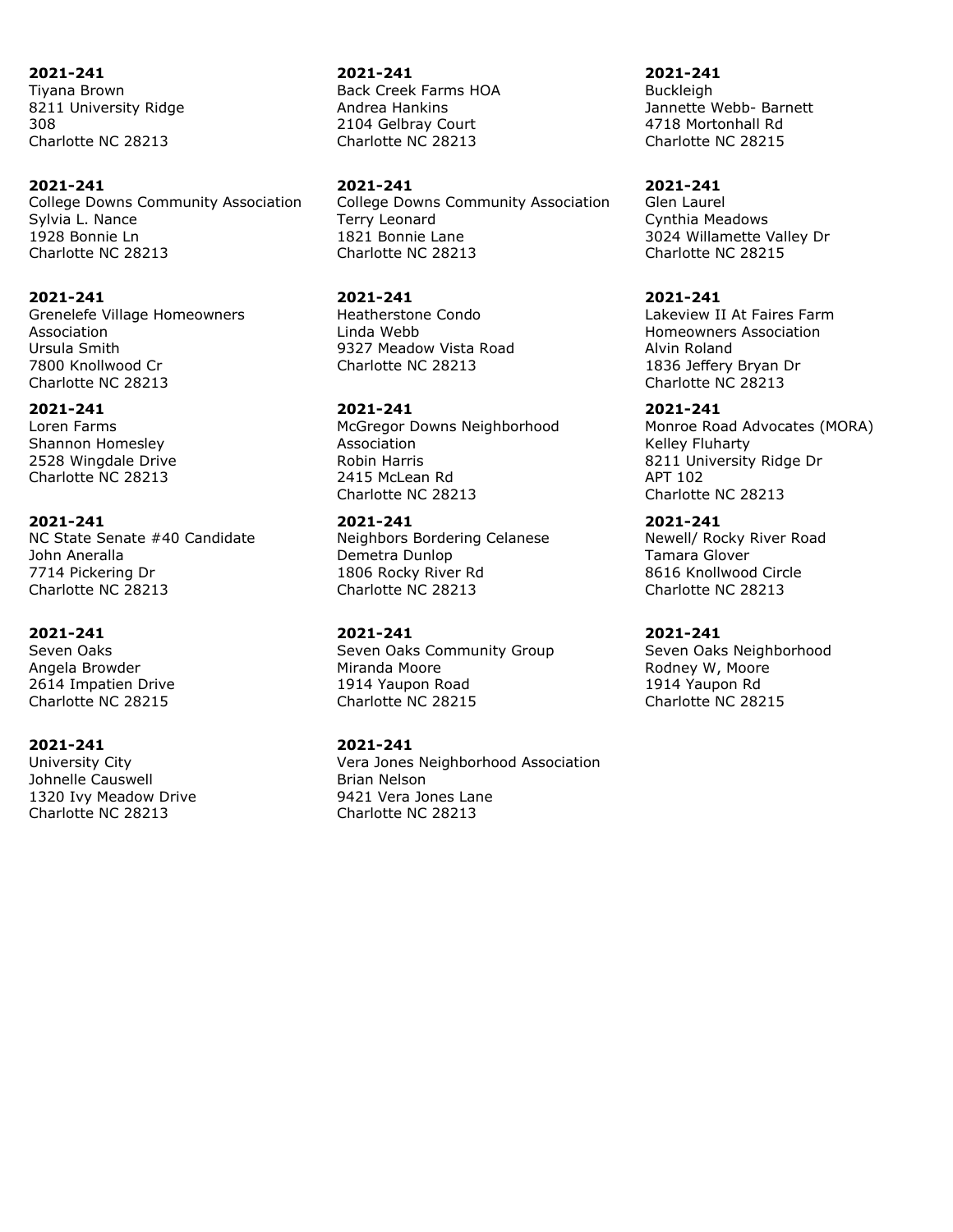**2021-241**
Tiyana Brown
8211 University Ridge
308
Charlotte NC 28213

**2021-241**
Back Creek Farms HOA
Andrea Hankins
2104 Gelbray Court
Charlotte NC 28213

**2021-241**
Buckleigh
Jannette Webb- Barnett
4718 Mortonhall Rd
Charlotte NC 28215

**2021-241**
College Downs Community Association
Sylvia L. Nance
1928 Bonnie Ln
Charlotte NC 28213

**2021-241**
College Downs Community Association
Terry Leonard
1821 Bonnie Lane
Charlotte NC 28213

**2021-241**
Glen Laurel
Cynthia Meadows
3024 Willamette Valley Dr
Charlotte NC 28215

**2021-241**
Grenelefe Village Homeowners
Association
Ursula Smith
7800 Knollwood Cr
Charlotte NC 28213

**2021-241**
Heatherstone Condo
Linda Webb
9327 Meadow Vista Road
Charlotte NC 28213

**2021-241**
Lakeview II At Faires Farm
Homeowners Association
Alvin Roland
1836 Jeffery Bryan Dr
Charlotte NC 28213

**2021-241**
Loren Farms
Shannon Homesley
2528 Wingdale Drive
Charlotte NC 28213

**2021-241**
McGregor Downs Neighborhood
Association
Robin Harris
2415 McLean Rd
Charlotte NC 28213

**2021-241**
Monroe Road Advocates (MORA)
Kelley Fluharty
8211 University Ridge Dr
APT 102
Charlotte NC 28213

**2021-241**
NC State Senate #40 Candidate
John Aneralla
7714 Pickering Dr
Charlotte NC 28213

**2021-241**
Neighbors Bordering Celanese
Demetra Dunlop
1806 Rocky River Rd
Charlotte NC 28213

**2021-241**
Newell/ Rocky River Road
Tamara Glover
8616 Knollwood Circle
Charlotte NC 28213

**2021-241**
Seven Oaks
Angela Browder
2614 Impatien Drive
Charlotte NC 28215

**2021-241**
Seven Oaks Community Group
Miranda Moore
1914 Yaupon Road
Charlotte NC 28215

**2021-241**
Seven Oaks Neighborhood
Rodney W, Moore
1914 Yaupon Rd
Charlotte NC 28215

**2021-241**
University City
Johnelle Causwell
1320 Ivy Meadow Drive
Charlotte NC 28213

**2021-241**
Vera Jones Neighborhood Association
Brian Nelson
9421 Vera Jones Lane
Charlotte NC 28213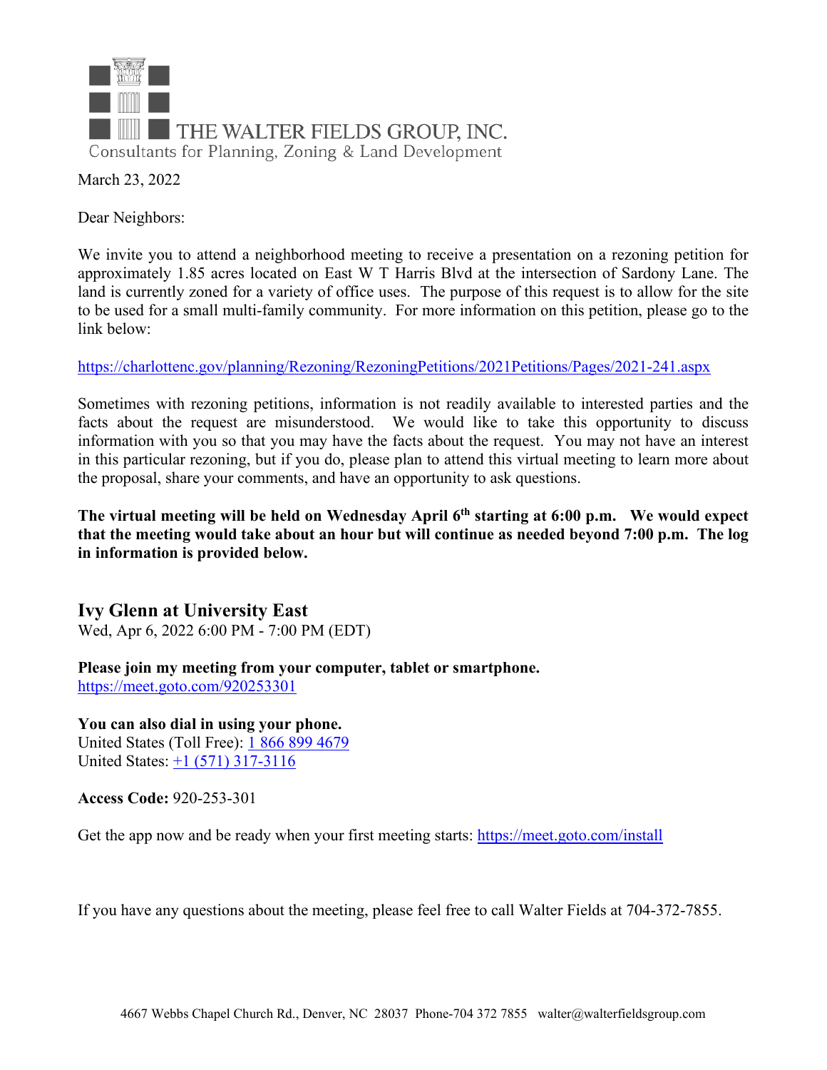THE WALTER FIELDS GROUP, INC.
Consultants for Planning, Zoning & Land Development

March 23, 2022

Dear Neighbors:

We invite you to attend a neighborhood meeting to receive a presentation on a rezoning petition for approximately 1.85 acres located on East W T Harris Blvd at the intersection of Sardony Lane. The land is currently zoned for a variety of office uses. The purpose of this request is to allow for the site to be used for a small multi-family community. For more information on this petition, please go to the link below:

https://charlottenc.gov/planning/Rezoning/RezoningPetitions/2021Petitions/Pages/2021-241.aspx

Sometimes with rezoning petitions, information is not readily available to interested parties and the facts about the request are misunderstood. We would like to take this opportunity to discuss information with you so that you may have the facts about the request. You may not have an interest in this particular rezoning, but if you do, please plan to attend this virtual meeting to learn more about the proposal, share your comments, and have an opportunity to ask questions.

**The virtual meeting will be held on Wednesday April 6th starting at 6:00 p.m. We would expect that the meeting would take about an hour but will continue as needed beyond 7:00 p.m. The log in information is provided below.**

## Ivy Glenn at University East

Wed, Apr 6, 2022 6:00 PM - 7:00 PM (EDT)

**Please join my meeting from your computer, tablet or smartphone.**
https://meet.goto.com/920253301

**You can also dial in using your phone.**
United States (Toll Free): 1 866 899 4679
United States: +1 (571) 317-3116

**Access Code:** 920-253-301

Get the app now and be ready when your first meeting starts: https://meet.goto.com/install

If you have any questions about the meeting, please feel free to call Walter Fields at 704-372-7855.

4667 Webbs Chapel Church Rd., Denver, NC 28037 Phone-704 372 7855 walter@walterfieldsgroup.com